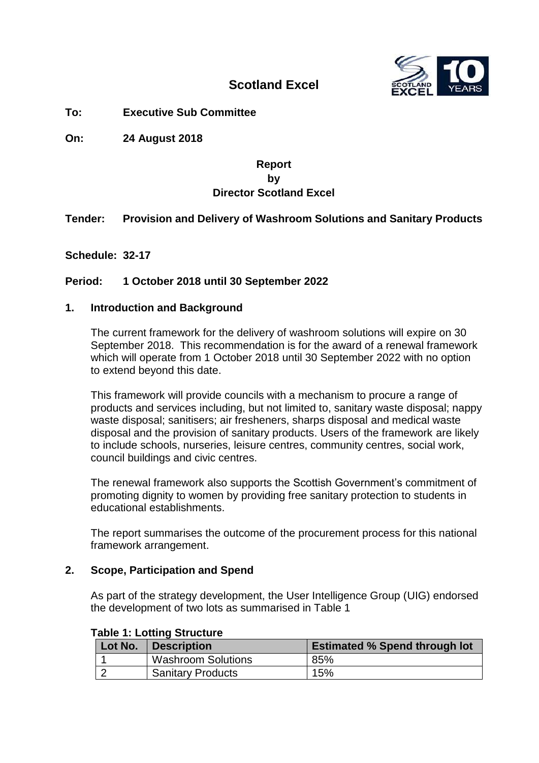# Scotland Excel

**To:** **Executive Sub Committee**

**On:** **24 August 2018**

**Report**
**by**
**Director Scotland Excel**

**Tender:** **Provision and Delivery of Washroom Solutions and Sanitary Products**

**Schedule:** **32-17**

**Period:** **1 October 2018 until 30 September 2022**

## 1. Introduction and Background

The current framework for the delivery of washroom solutions will expire on 30 September 2018. This recommendation is for the award of a renewal framework which will operate from 1 October 2018 until 30 September 2022 with no option to extend beyond this date.

This framework will provide councils with a mechanism to procure a range of products and services including, but not limited to, sanitary waste disposal; nappy waste disposal; sanitisers; air fresheners, sharps disposal and medical waste disposal and the provision of sanitary products. Users of the framework are likely to include schools, nurseries, leisure centres, community centres, social work, council buildings and civic centres.

The renewal framework also supports the Scottish Government's commitment of promoting dignity to women by providing free sanitary protection to students in educational establishments.

The report summarises the outcome of the procurement process for this national framework arrangement.

## 2. Scope, Participation and Spend

As part of the strategy development, the User Intelligence Group (UIG) endorsed the development of two lots as summarised in Table 1

**Table 1: Lotting Structure**

| Lot No. | Description | Estimated % Spend through lot |
|---|---|---|
| 1 | Washroom Solutions | 85% |
| 2 | Sanitary Products | 15% |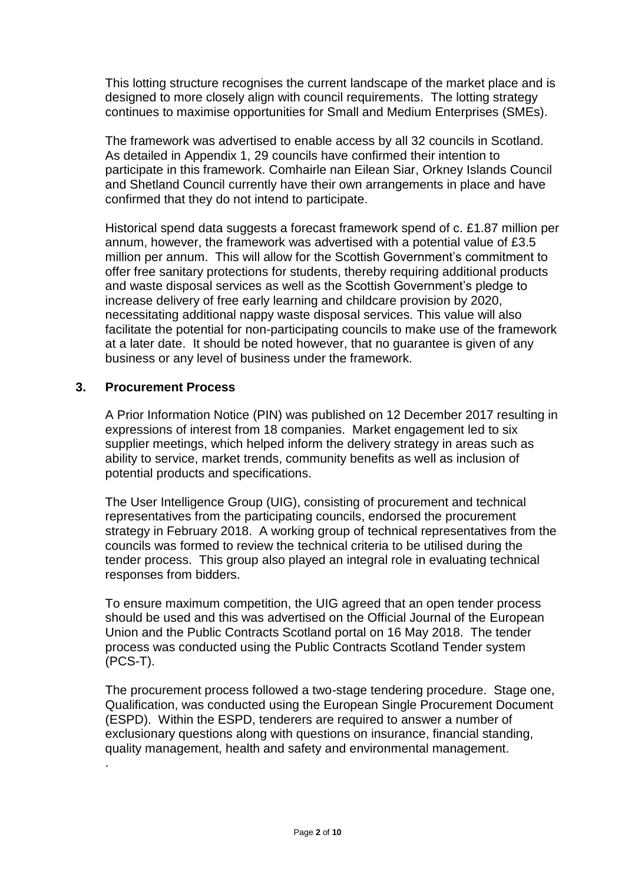This lotting structure recognises the current landscape of the market place and is designed to more closely align with council requirements. The lotting strategy continues to maximise opportunities for Small and Medium Enterprises (SMEs).

The framework was advertised to enable access by all 32 councils in Scotland. As detailed in Appendix 1, 29 councils have confirmed their intention to participate in this framework. Comhairle nan Eilean Siar, Orkney Islands Council and Shetland Council currently have their own arrangements in place and have confirmed that they do not intend to participate.

Historical spend data suggests a forecast framework spend of c. £1.87 million per annum, however, the framework was advertised with a potential value of £3.5 million per annum. This will allow for the Scottish Government's commitment to offer free sanitary protections for students, thereby requiring additional products and waste disposal services as well as the Scottish Government's pledge to increase delivery of free early learning and childcare provision by 2020, necessitating additional nappy waste disposal services. This value will also facilitate the potential for non-participating councils to make use of the framework at a later date. It should be noted however, that no guarantee is given of any business or any level of business under the framework.

## 3. Procurement Process

A Prior Information Notice (PIN) was published on 12 December 2017 resulting in expressions of interest from 18 companies. Market engagement led to six supplier meetings, which helped inform the delivery strategy in areas such as ability to service, market trends, community benefits as well as inclusion of potential products and specifications.

The User Intelligence Group (UIG), consisting of procurement and technical representatives from the participating councils, endorsed the procurement strategy in February 2018. A working group of technical representatives from the councils was formed to review the technical criteria to be utilised during the tender process. This group also played an integral role in evaluating technical responses from bidders.

To ensure maximum competition, the UIG agreed that an open tender process should be used and this was advertised on the Official Journal of the European Union and the Public Contracts Scotland portal on 16 May 2018. The tender process was conducted using the Public Contracts Scotland Tender system (PCS-T).

The procurement process followed a two-stage tendering procedure. Stage one, Qualification, was conducted using the European Single Procurement Document (ESPD). Within the ESPD, tenderers are required to answer a number of exclusionary questions along with questions on insurance, financial standing, quality management, health and safety and environmental management.

.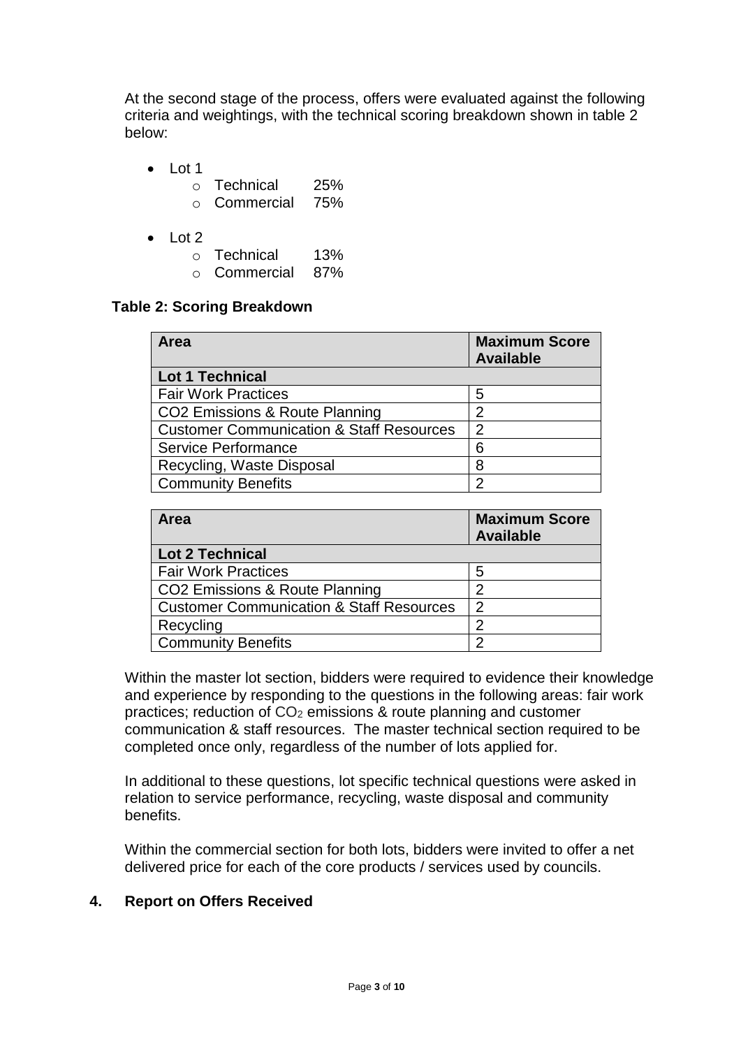At the second stage of the process, offers were evaluated against the following criteria and weightings, with the technical scoring breakdown shown in table 2 below:

- Lot 1
  - Technical 25%
  - Commercial 75%
- Lot 2
  - Technical 13%
  - Commercial 87%

**Table 2: Scoring Breakdown**

| Area | Maximum Score Available |
|---|---|
| **Lot 1 Technical** | |
| Fair Work Practices | 5 |
| CO2 Emissions & Route Planning | 2 |
| Customer Communication & Staff Resources | 2 |
| Service Performance | 6 |
| Recycling, Waste Disposal | 8 |
| Community Benefits | 2 |

| Area | Maximum Score Available |
|---|---|
| **Lot 2 Technical** | |
| Fair Work Practices | 5 |
| CO2 Emissions & Route Planning | 2 |
| Customer Communication & Staff Resources | 2 |
| Recycling | 2 |
| Community Benefits | 2 |

Within the master lot section, bidders were required to evidence their knowledge and experience by responding to the questions in the following areas: fair work practices; reduction of $CO_2$ emissions & route planning and customer communication & staff resources. The master technical section required to be completed once only, regardless of the number of lots applied for.

In additional to these questions, lot specific technical questions were asked in relation to service performance, recycling, waste disposal and community benefits.

Within the commercial section for both lots, bidders were invited to offer a net delivered price for each of the core products / services used by councils.

## 4. Report on Offers Received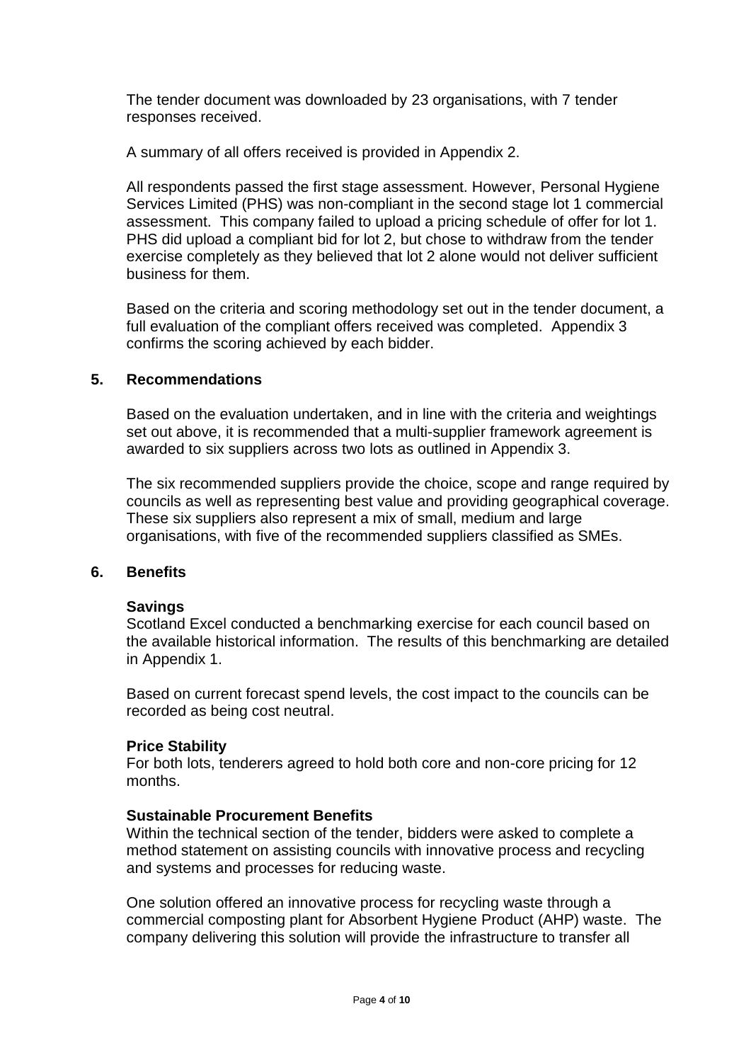The tender document was downloaded by 23 organisations, with 7 tender responses received.

A summary of all offers received is provided in Appendix 2.

All respondents passed the first stage assessment. However, Personal Hygiene Services Limited (PHS) was non-compliant in the second stage lot 1 commercial assessment. This company failed to upload a pricing schedule of offer for lot 1. PHS did upload a compliant bid for lot 2, but chose to withdraw from the tender exercise completely as they believed that lot 2 alone would not deliver sufficient business for them.

Based on the criteria and scoring methodology set out in the tender document, a full evaluation of the compliant offers received was completed. Appendix 3 confirms the scoring achieved by each bidder.

## 5. Recommendations

Based on the evaluation undertaken, and in line with the criteria and weightings set out above, it is recommended that a multi-supplier framework agreement is awarded to six suppliers across two lots as outlined in Appendix 3.

The six recommended suppliers provide the choice, scope and range required by councils as well as representing best value and providing geographical coverage. These six suppliers also represent a mix of small, medium and large organisations, with five of the recommended suppliers classified as SMEs.

## 6. Benefits

**Savings**
Scotland Excel conducted a benchmarking exercise for each council based on the available historical information. The results of this benchmarking are detailed in Appendix 1.

Based on current forecast spend levels, the cost impact to the councils can be recorded as being cost neutral.

**Price Stability**
For both lots, tenderers agreed to hold both core and non-core pricing for 12 months.

**Sustainable Procurement Benefits**
Within the technical section of the tender, bidders were asked to complete a method statement on assisting councils with innovative process and recycling and systems and processes for reducing waste.

One solution offered an innovative process for recycling waste through a commercial composting plant for Absorbent Hygiene Product (AHP) waste. The company delivering this solution will provide the infrastructure to transfer all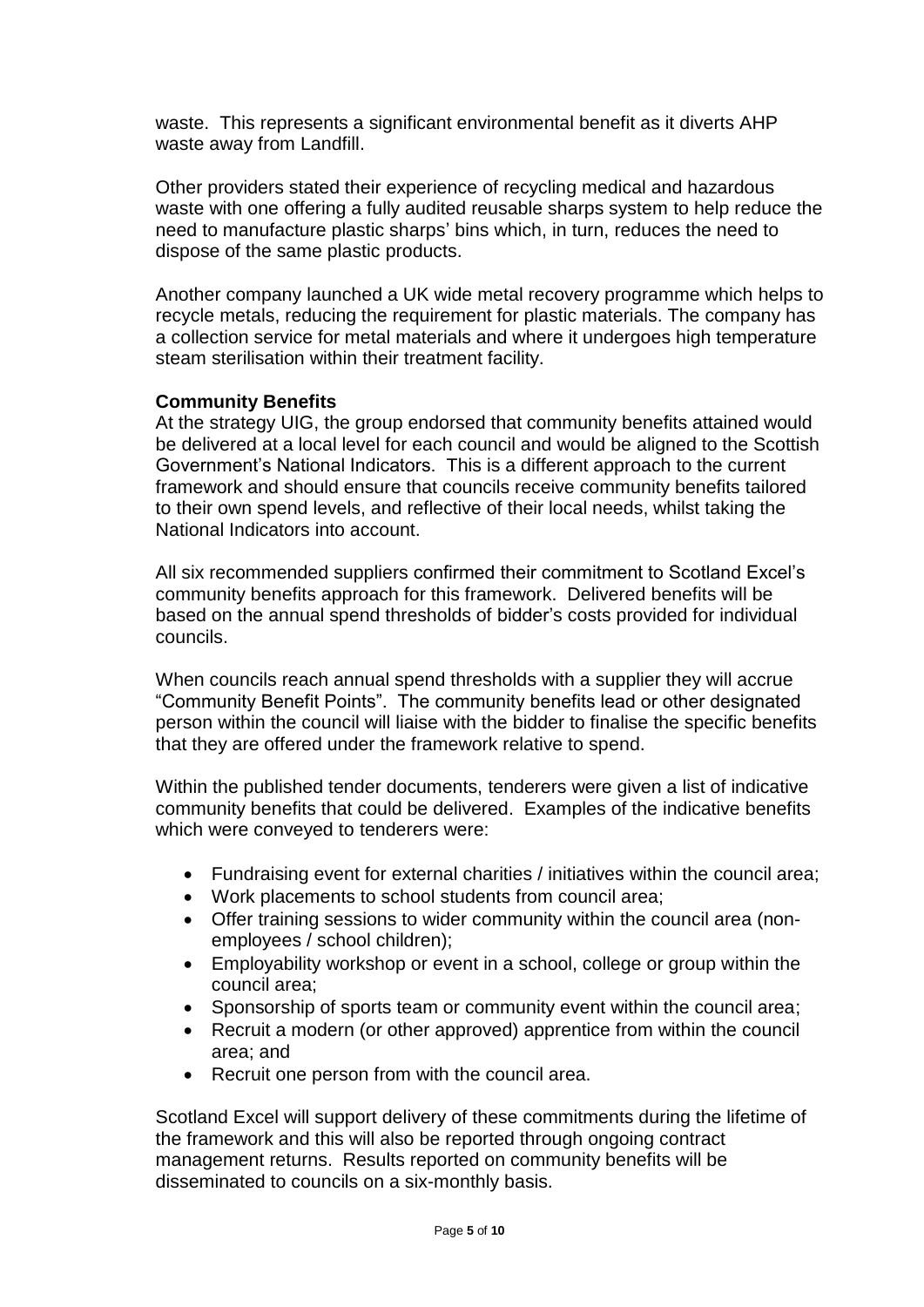waste. This represents a significant environmental benefit as it diverts AHP waste away from Landfill.

Other providers stated their experience of recycling medical and hazardous waste with one offering a fully audited reusable sharps system to help reduce the need to manufacture plastic sharps' bins which, in turn, reduces the need to dispose of the same plastic products.

Another company launched a UK wide metal recovery programme which helps to recycle metals, reducing the requirement for plastic materials. The company has a collection service for metal materials and where it undergoes high temperature steam sterilisation within their treatment facility.

**Community Benefits**

At the strategy UIG, the group endorsed that community benefits attained would be delivered at a local level for each council and would be aligned to the Scottish Government's National Indicators. This is a different approach to the current framework and should ensure that councils receive community benefits tailored to their own spend levels, and reflective of their local needs, whilst taking the National Indicators into account.

All six recommended suppliers confirmed their commitment to Scotland Excel's community benefits approach for this framework. Delivered benefits will be based on the annual spend thresholds of bidder's costs provided for individual councils.

When councils reach annual spend thresholds with a supplier they will accrue "Community Benefit Points". The community benefits lead or other designated person within the council will liaise with the bidder to finalise the specific benefits that they are offered under the framework relative to spend.

Within the published tender documents, tenderers were given a list of indicative community benefits that could be delivered. Examples of the indicative benefits which were conveyed to tenderers were:

- Fundraising event for external charities / initiatives within the council area;
- Work placements to school students from council area;
- Offer training sessions to wider community within the council area (non-employees / school children);
- Employability workshop or event in a school, college or group within the council area;
- Sponsorship of sports team or community event within the council area;
- Recruit a modern (or other approved) apprentice from within the council area; and
- Recruit one person from with the council area.

Scotland Excel will support delivery of these commitments during the lifetime of the framework and this will also be reported through ongoing contract management returns. Results reported on community benefits will be disseminated to councils on a six-monthly basis.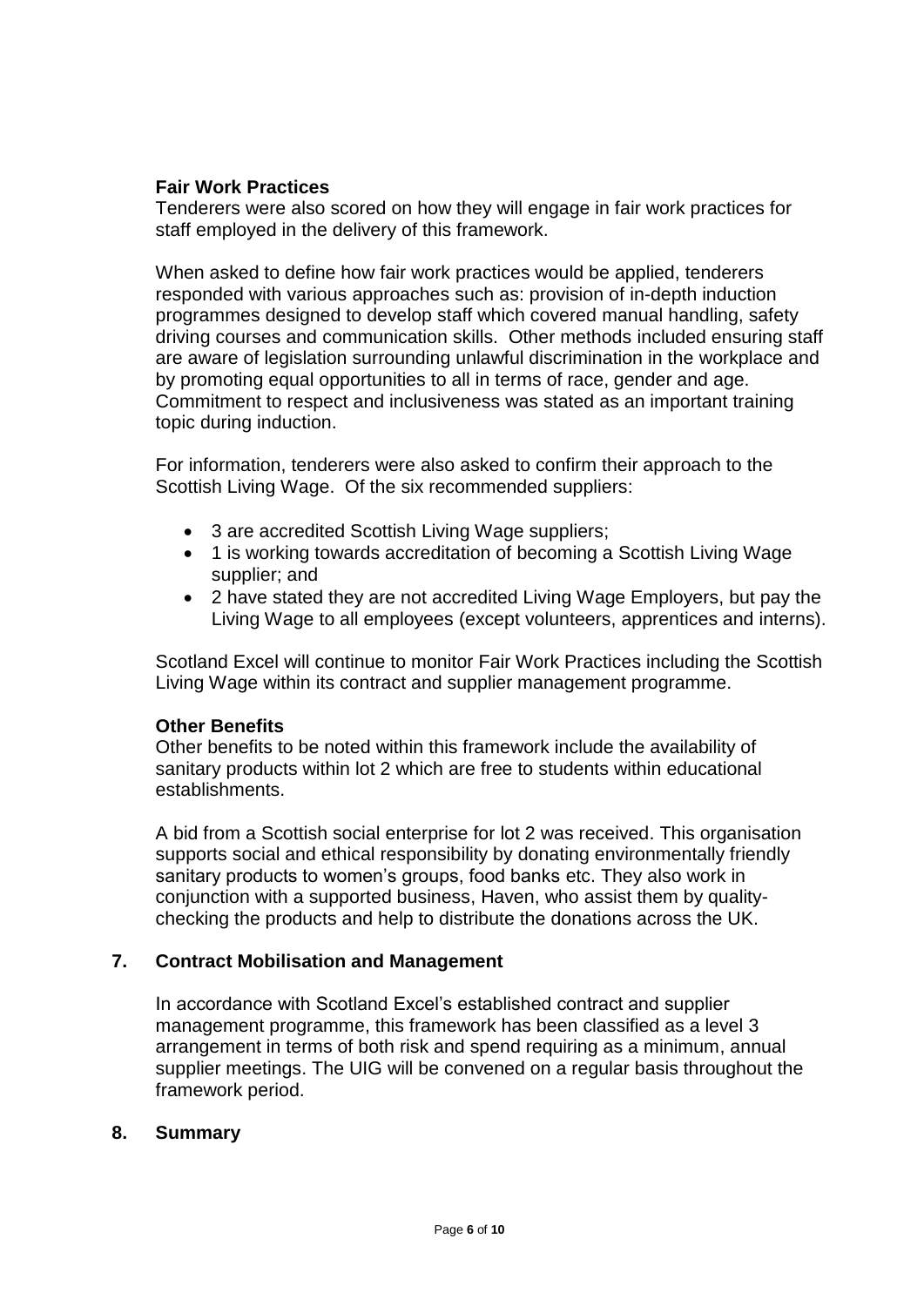**Fair Work Practices**

Tenderers were also scored on how they will engage in fair work practices for staff employed in the delivery of this framework.

When asked to define how fair work practices would be applied, tenderers responded with various approaches such as: provision of in-depth induction programmes designed to develop staff which covered manual handling, safety driving courses and communication skills. Other methods included ensuring staff are aware of legislation surrounding unlawful discrimination in the workplace and by promoting equal opportunities to all in terms of race, gender and age. Commitment to respect and inclusiveness was stated as an important training topic during induction.

For information, tenderers were also asked to confirm their approach to the Scottish Living Wage. Of the six recommended suppliers:

- 3 are accredited Scottish Living Wage suppliers;
- 1 is working towards accreditation of becoming a Scottish Living Wage supplier; and
- 2 have stated they are not accredited Living Wage Employers, but pay the Living Wage to all employees (except volunteers, apprentices and interns).

Scotland Excel will continue to monitor Fair Work Practices including the Scottish Living Wage within its contract and supplier management programme.

**Other Benefits**

Other benefits to be noted within this framework include the availability of sanitary products within lot 2 which are free to students within educational establishments.

A bid from a Scottish social enterprise for lot 2 was received. This organisation supports social and ethical responsibility by donating environmentally friendly sanitary products to women's groups, food banks etc. They also work in conjunction with a supported business, Haven, who assist them by quality-checking the products and help to distribute the donations across the UK.

## 7. Contract Mobilisation and Management

In accordance with Scotland Excel's established contract and supplier management programme, this framework has been classified as a level 3 arrangement in terms of both risk and spend requiring as a minimum, annual supplier meetings. The UIG will be convened on a regular basis throughout the framework period.

## 8. Summary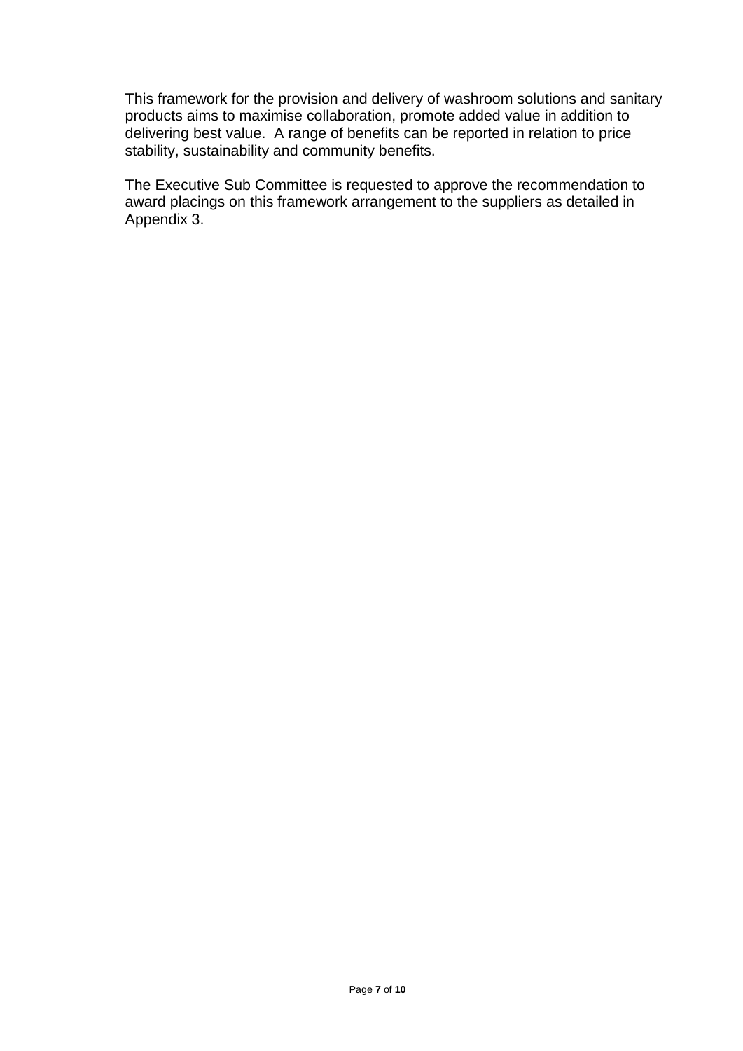This framework for the provision and delivery of washroom solutions and sanitary products aims to maximise collaboration, promote added value in addition to delivering best value. A range of benefits can be reported in relation to price stability, sustainability and community benefits.

The Executive Sub Committee is requested to approve the recommendation to award placings on this framework arrangement to the suppliers as detailed in Appendix 3.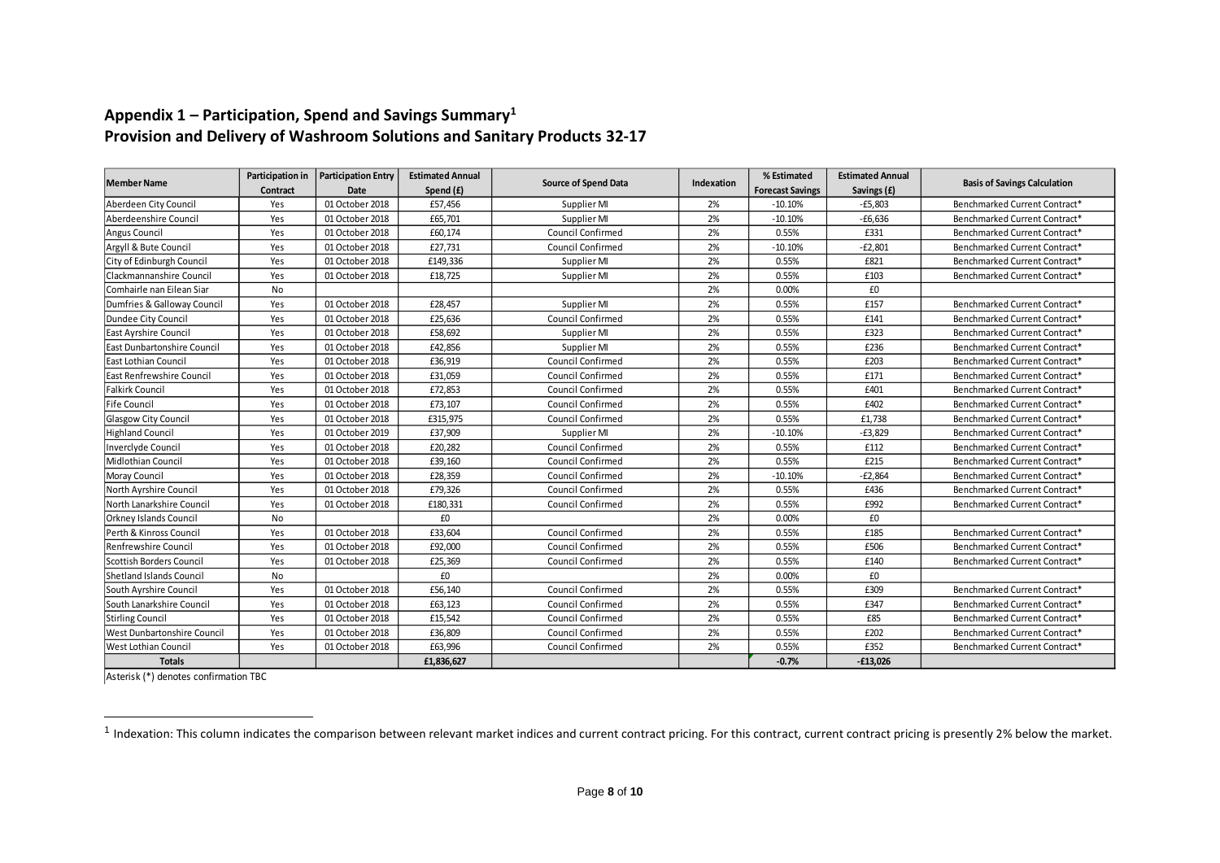## Appendix 1 – Participation, Spend and Savings Summary[1]
## Provision and Delivery of Washroom Solutions and Sanitary Products 32-17

| Member Name | Participation in Contract | Participation Entry Date | Estimated Annual Spend (£) | Source of Spend Data | Indexation | % Estimated Forecast Savings | Estimated Annual Savings (£) | Basis of Savings Calculation |
|---|---|---|---|---|---|---|---|---|
| Aberdeen City Council | Yes | 01 October 2018 | £57,456 | Supplier MI | 2% | -10.10% | -£5,803 | Benchmarked Current Contract* |
| Aberdeenshire Council | Yes | 01 October 2018 | £65,701 | Supplier MI | 2% | -10.10% | -£6,636 | Benchmarked Current Contract* |
| Angus Council | Yes | 01 October 2018 | £60,174 | Council Confirmed | 2% | 0.55% | £331 | Benchmarked Current Contract* |
| Argyll & Bute Council | Yes | 01 October 2018 | £27,731 | Council Confirmed | 2% | -10.10% | -£2,801 | Benchmarked Current Contract* |
| City of Edinburgh Council | Yes | 01 October 2018 | £149,336 | Supplier MI | 2% | 0.55% | £821 | Benchmarked Current Contract* |
| Clackmannanshire Council | Yes | 01 October 2018 | £18,725 | Supplier MI | 2% | 0.55% | £103 | Benchmarked Current Contract* |
| Comhairle nan Eilean Siar | No | | | | 2% | 0.00% | £0 | |
| Dumfries & Galloway Council | Yes | 01 October 2018 | £28,457 | Supplier MI | 2% | 0.55% | £157 | Benchmarked Current Contract* |
| Dundee City Council | Yes | 01 October 2018 | £25,636 | Council Confirmed | 2% | 0.55% | £141 | Benchmarked Current Contract* |
| East Ayrshire Council | Yes | 01 October 2018 | £58,692 | Supplier MI | 2% | 0.55% | £323 | Benchmarked Current Contract* |
| East Dunbartonshire Council | Yes | 01 October 2018 | £42,856 | Supplier MI | 2% | 0.55% | £236 | Benchmarked Current Contract* |
| East Lothian Council | Yes | 01 October 2018 | £36,919 | Council Confirmed | 2% | 0.55% | £203 | Benchmarked Current Contract* |
| East Renfrewshire Council | Yes | 01 October 2018 | £31,059 | Council Confirmed | 2% | 0.55% | £171 | Benchmarked Current Contract* |
| Falkirk Council | Yes | 01 October 2018 | £72,853 | Council Confirmed | 2% | 0.55% | £401 | Benchmarked Current Contract* |
| Fife Council | Yes | 01 October 2018 | £73,107 | Council Confirmed | 2% | 0.55% | £402 | Benchmarked Current Contract* |
| Glasgow City Council | Yes | 01 October 2018 | £315,975 | Council Confirmed | 2% | 0.55% | £1,738 | Benchmarked Current Contract* |
| Highland Council | Yes | 01 October 2019 | £37,909 | Supplier MI | 2% | -10.10% | -£3,829 | Benchmarked Current Contract* |
| Inverclyde Council | Yes | 01 October 2018 | £20,282 | Council Confirmed | 2% | 0.55% | £112 | Benchmarked Current Contract* |
| Midlothian Council | Yes | 01 October 2018 | £39,160 | Council Confirmed | 2% | 0.55% | £215 | Benchmarked Current Contract* |
| Moray Council | Yes | 01 October 2018 | £28,359 | Council Confirmed | 2% | -10.10% | -£2,864 | Benchmarked Current Contract* |
| North Ayrshire Council | Yes | 01 October 2018 | £79,326 | Council Confirmed | 2% | 0.55% | £436 | Benchmarked Current Contract* |
| North Lanarkshire Council | Yes | 01 October 2018 | £180,331 | Council Confirmed | 2% | 0.55% | £992 | Benchmarked Current Contract* |
| Orkney Islands Council | No | | £0 | | 2% | 0.00% | £0 | |
| Perth & Kinross Council | Yes | 01 October 2018 | £33,604 | Council Confirmed | 2% | 0.55% | £185 | Benchmarked Current Contract* |
| Renfrewshire Council | Yes | 01 October 2018 | £92,000 | Council Confirmed | 2% | 0.55% | £506 | Benchmarked Current Contract* |
| Scottish Borders Council | Yes | 01 October 2018 | £25,369 | Council Confirmed | 2% | 0.55% | £140 | Benchmarked Current Contract* |
| Shetland Islands Council | No | | £0 | | 2% | 0.00% | £0 | |
| South Ayrshire Council | Yes | 01 October 2018 | £56,140 | Council Confirmed | 2% | 0.55% | £309 | Benchmarked Current Contract* |
| South Lanarkshire Council | Yes | 01 October 2018 | £63,123 | Council Confirmed | 2% | 0.55% | £347 | Benchmarked Current Contract* |
| Stirling Council | Yes | 01 October 2018 | £15,542 | Council Confirmed | 2% | 0.55% | £85 | Benchmarked Current Contract* |
| West Dunbartonshire Council | Yes | 01 October 2018 | £36,809 | Council Confirmed | 2% | 0.55% | £202 | Benchmarked Current Contract* |
| West Lothian Council | Yes | 01 October 2018 | £63,996 | Council Confirmed | 2% | 0.55% | £352 | Benchmarked Current Contract* |
| **Totals** | | | **£1,836,627** | | | **-0.7%** | **-£13,026** | |

Asterisk (*) denotes confirmation TBC

[1] Indexation: This column indicates the comparison between relevant market indices and current contract pricing. For this contract, current contract pricing is presently 2% below the market.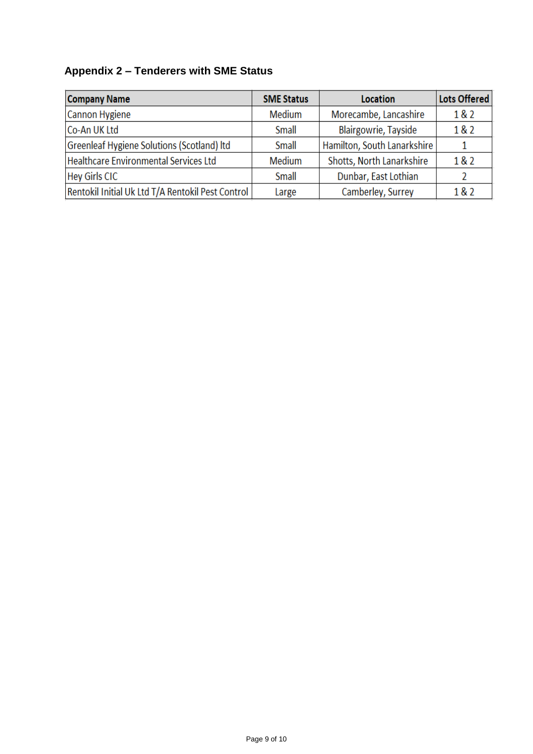## Appendix 2 – Tenderers with SME Status

| Company Name | SME Status | Location | Lots Offered |
|---|---|---|---|
| Cannon Hygiene | Medium | Morecambe, Lancashire | 1 & 2 |
| Co-An UK Ltd | Small | Blairgowrie, Tayside | 1 & 2 |
| Greenleaf Hygiene Solutions (Scotland) ltd | Small | Hamilton, South Lanarkshire | 1 |
| Healthcare Environmental Services Ltd | Medium | Shotts, North Lanarkshire | 1 & 2 |
| Hey Girls CIC | Small | Dunbar, East Lothian | 2 |
| Rentokil Initial Uk Ltd T/A Rentokil Pest Control | Large | Camberley, Surrey | 1 & 2 |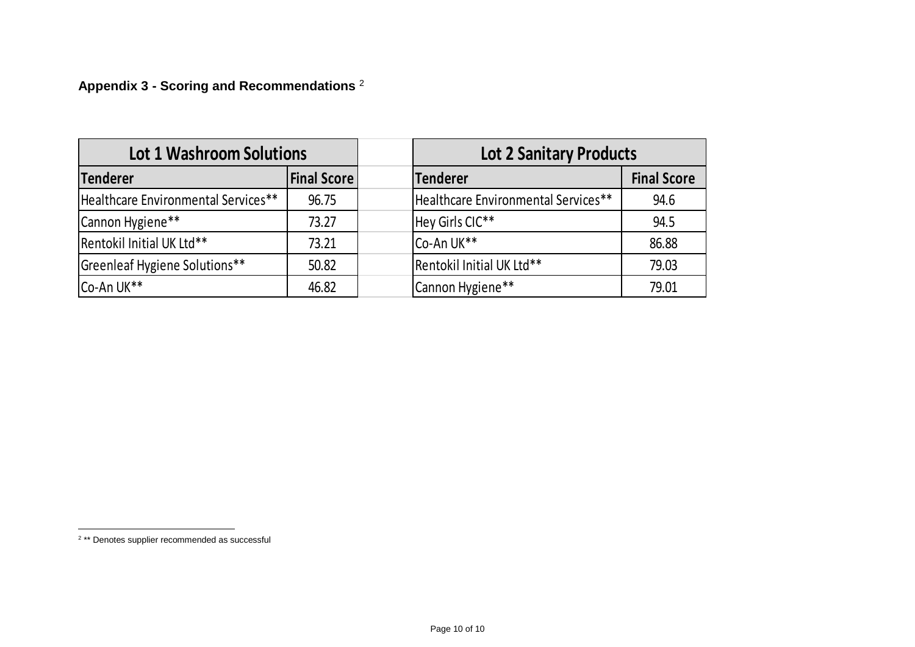## Appendix 3 - Scoring and Recommendations [2]

| Lot 1 Washroom Solutions | |
|---|---|
| **Tenderer** | **Final Score** |
| Healthcare Environmental Services** | 96.75 |
| Cannon Hygiene** | 73.27 |
| Rentokil Initial UK Ltd** | 73.21 |
| Greenleaf Hygiene Solutions** | 50.82 |
| Co-An UK** | 46.82 |

| Lot 2 Sanitary Products | |
|---|---|
| **Tenderer** | **Final Score** |
| Healthcare Environmental Services** | 94.6 |
| Hey Girls CIC** | 94.5 |
| Co-An UK** | 86.88 |
| Rentokil Initial UK Ltd** | 79.03 |
| Cannon Hygiene** | 79.01 |

[2] ** Denotes supplier recommended as successful